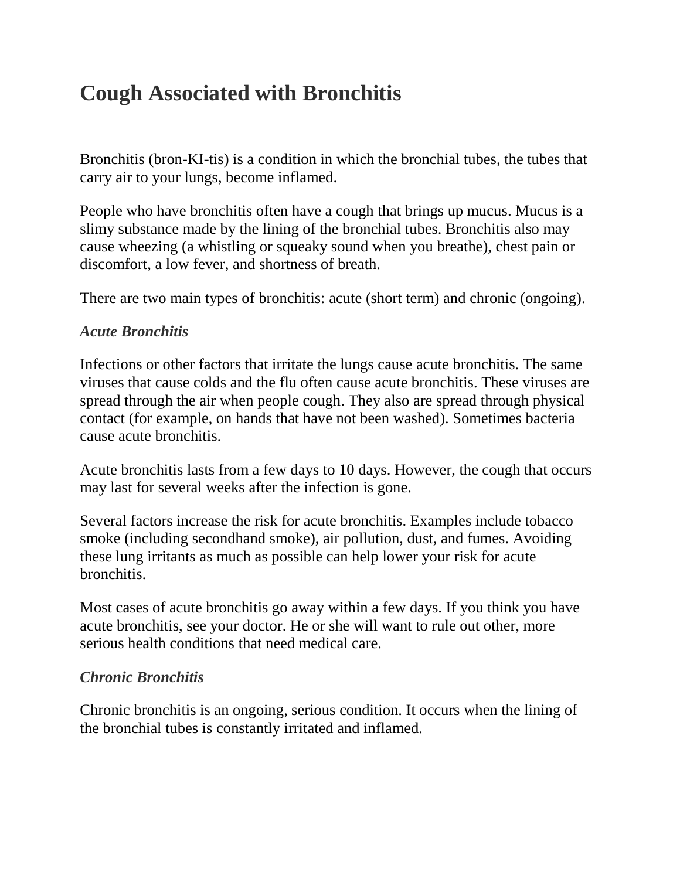# Cough Associated with Bronchitis

Bronchitis (bron-KI-tis) is a condition in which the bronchial tubes, the tubes that carry air to your lungs, become inflamed.

People who have bronchitis often have a cough that brings up mucus. Mucus is a slimy substance made by the lining of the bronchial tubes. Bronchitis also may cause wheezing (a whistling or squeaky sound when you breathe), chest pain or discomfort, a low fever, and shortness of breath.

There are two main types of bronchitis: acute (short term) and chronic (ongoing).

### *Acute Bronchitis*

Infections or other factors that irritate the lungs cause acute bronchitis. The same viruses that cause colds and the flu often cause acute bronchitis. These viruses are spread through the air when people cough. They also are spread through physical contact (for example, on hands that have not been washed). Sometimes bacteria cause acute bronchitis.

Acute bronchitis lasts from a few days to 10 days. However, the cough that occurs may last for several weeks after the infection is gone.

Several factors increase the risk for acute bronchitis. Examples include tobacco smoke (including secondhand smoke), air pollution, dust, and fumes. Avoiding these lung irritants as much as possible can help lower your risk for acute bronchitis.

Most cases of acute bronchitis go away within a few days. If you think you have acute bronchitis, see your doctor. He or she will want to rule out other, more serious health conditions that need medical care.

### *Chronic Bronchitis*

Chronic bronchitis is an ongoing, serious condition. It occurs when the lining of the bronchial tubes is constantly irritated and inflamed.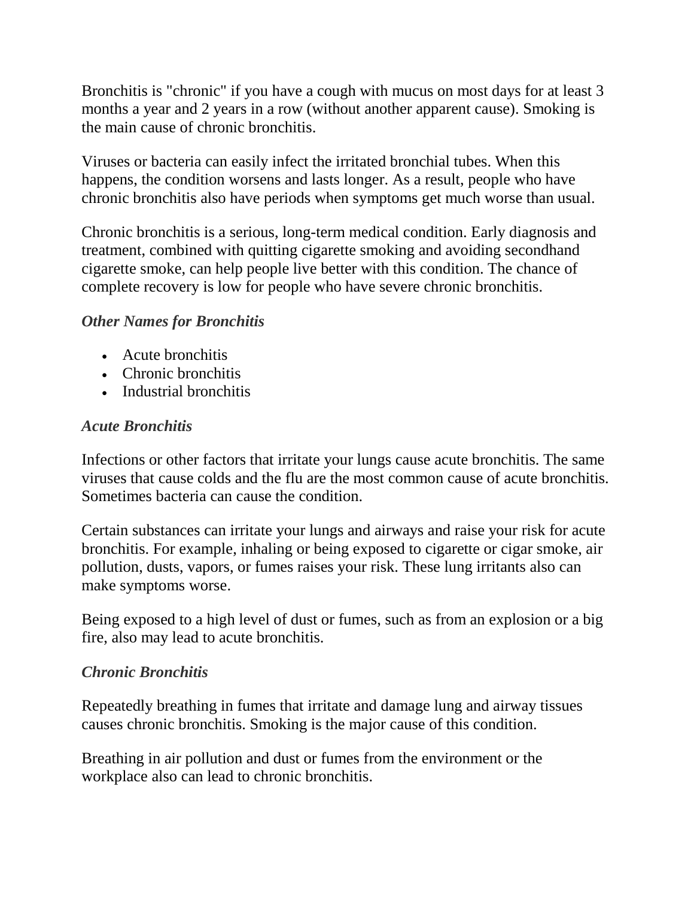Bronchitis is "chronic" if you have a cough with mucus on most days for at least 3 months a year and 2 years in a row (without another apparent cause). Smoking is the main cause of chronic bronchitis.

Viruses or bacteria can easily infect the irritated bronchial tubes. When this happens, the condition worsens and lasts longer. As a result, people who have chronic bronchitis also have periods when symptoms get much worse than usual.

Chronic bronchitis is a serious, long-term medical condition. Early diagnosis and treatment, combined with quitting cigarette smoking and avoiding secondhand cigarette smoke, can help people live better with this condition. The chance of complete recovery is low for people who have severe chronic bronchitis.

### *Other Names for Bronchitis*

- Acute bronchitis
- Chronic bronchitis
- Industrial bronchitis

### *Acute Bronchitis*

Infections or other factors that irritate your lungs cause acute bronchitis. The same viruses that cause colds and the flu are the most common cause of acute bronchitis. Sometimes bacteria can cause the condition.

Certain substances can irritate your lungs and airways and raise your risk for acute bronchitis. For example, inhaling or being exposed to cigarette or cigar smoke, air pollution, dusts, vapors, or fumes raises your risk. These lung irritants also can make symptoms worse.

Being exposed to a high level of dust or fumes, such as from an explosion or a big fire, also may lead to acute bronchitis.

### *Chronic Bronchitis*

Repeatedly breathing in fumes that irritate and damage lung and airway tissues causes chronic bronchitis. Smoking is the major cause of this condition.

Breathing in air pollution and dust or fumes from the environment or the workplace also can lead to chronic bronchitis.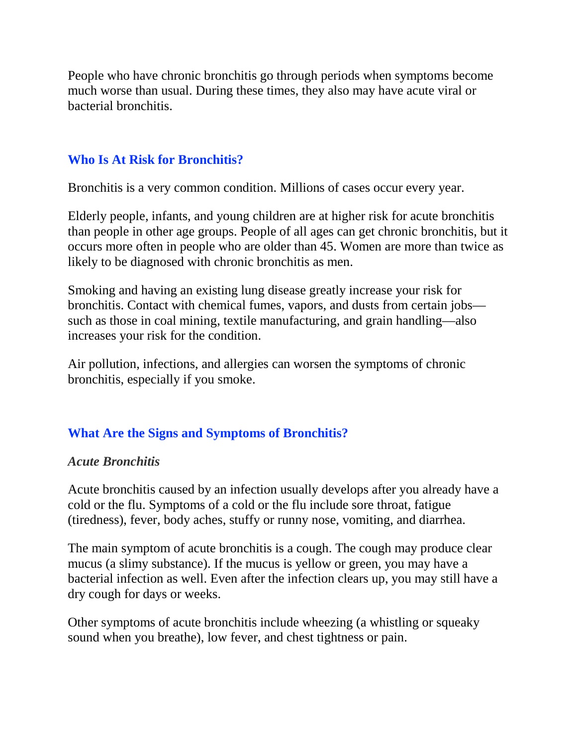People who have chronic bronchitis go through periods when symptoms become much worse than usual. During these times, they also may have acute viral or bacterial bronchitis.

## Who Is At Risk for Bronchitis?

Bronchitis is a very common condition. Millions of cases occur every year.

Elderly people, infants, and young children are at higher risk for acute bronchitis than people in other age groups. People of all ages can get chronic bronchitis, but it occurs more often in people who are older than 45. Women are more than twice as likely to be diagnosed with chronic bronchitis as men.

Smoking and having an existing lung disease greatly increase your risk for bronchitis. Contact with chemical fumes, vapors, and dusts from certain jobs—such as those in coal mining, textile manufacturing, and grain handling—also increases your risk for the condition.

Air pollution, infections, and allergies can worsen the symptoms of chronic bronchitis, especially if you smoke.

## What Are the Signs and Symptoms of Bronchitis?

### *Acute Bronchitis*

Acute bronchitis caused by an infection usually develops after you already have a cold or the flu. Symptoms of a cold or the flu include sore throat, fatigue (tiredness), fever, body aches, stuffy or runny nose, vomiting, and diarrhea.

The main symptom of acute bronchitis is a cough. The cough may produce clear mucus (a slimy substance). If the mucus is yellow or green, you may have a bacterial infection as well. Even after the infection clears up, you may still have a dry cough for days or weeks.

Other symptoms of acute bronchitis include wheezing (a whistling or squeaky sound when you breathe), low fever, and chest tightness or pain.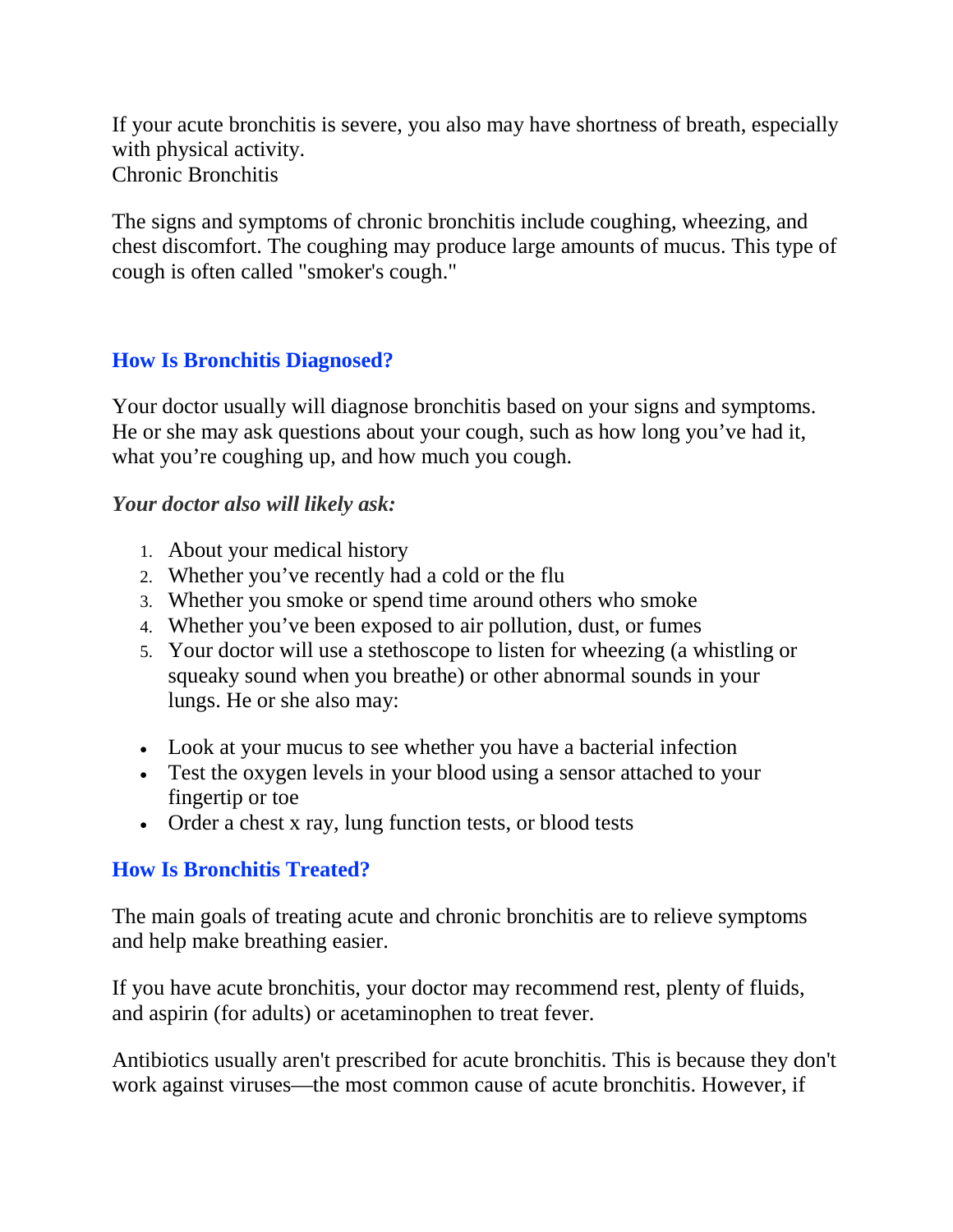If your acute bronchitis is severe, you also may have shortness of breath, especially with physical activity.
Chronic Bronchitis

The signs and symptoms of chronic bronchitis include coughing, wheezing, and chest discomfort. The coughing may produce large amounts of mucus. This type of cough is often called "smoker's cough."

## How Is Bronchitis Diagnosed?

Your doctor usually will diagnose bronchitis based on your signs and symptoms. He or she may ask questions about your cough, such as how long you've had it, what you're coughing up, and how much you cough.

***Your doctor also will likely ask:***

1. About your medical history
2. Whether you've recently had a cold or the flu
3. Whether you smoke or spend time around others who smoke
4. Whether you've been exposed to air pollution, dust, or fumes
5. Your doctor will use a stethoscope to listen for wheezing (a whistling or squeaky sound when you breathe) or other abnormal sounds in your lungs. He or she also may:

- Look at your mucus to see whether you have a bacterial infection
- Test the oxygen levels in your blood using a sensor attached to your fingertip or toe
- Order a chest x ray, lung function tests, or blood tests

## How Is Bronchitis Treated?

The main goals of treating acute and chronic bronchitis are to relieve symptoms and help make breathing easier.

If you have acute bronchitis, your doctor may recommend rest, plenty of fluids, and aspirin (for adults) or acetaminophen to treat fever.

Antibiotics usually aren't prescribed for acute bronchitis. This is because they don't work against viruses—the most common cause of acute bronchitis. However, if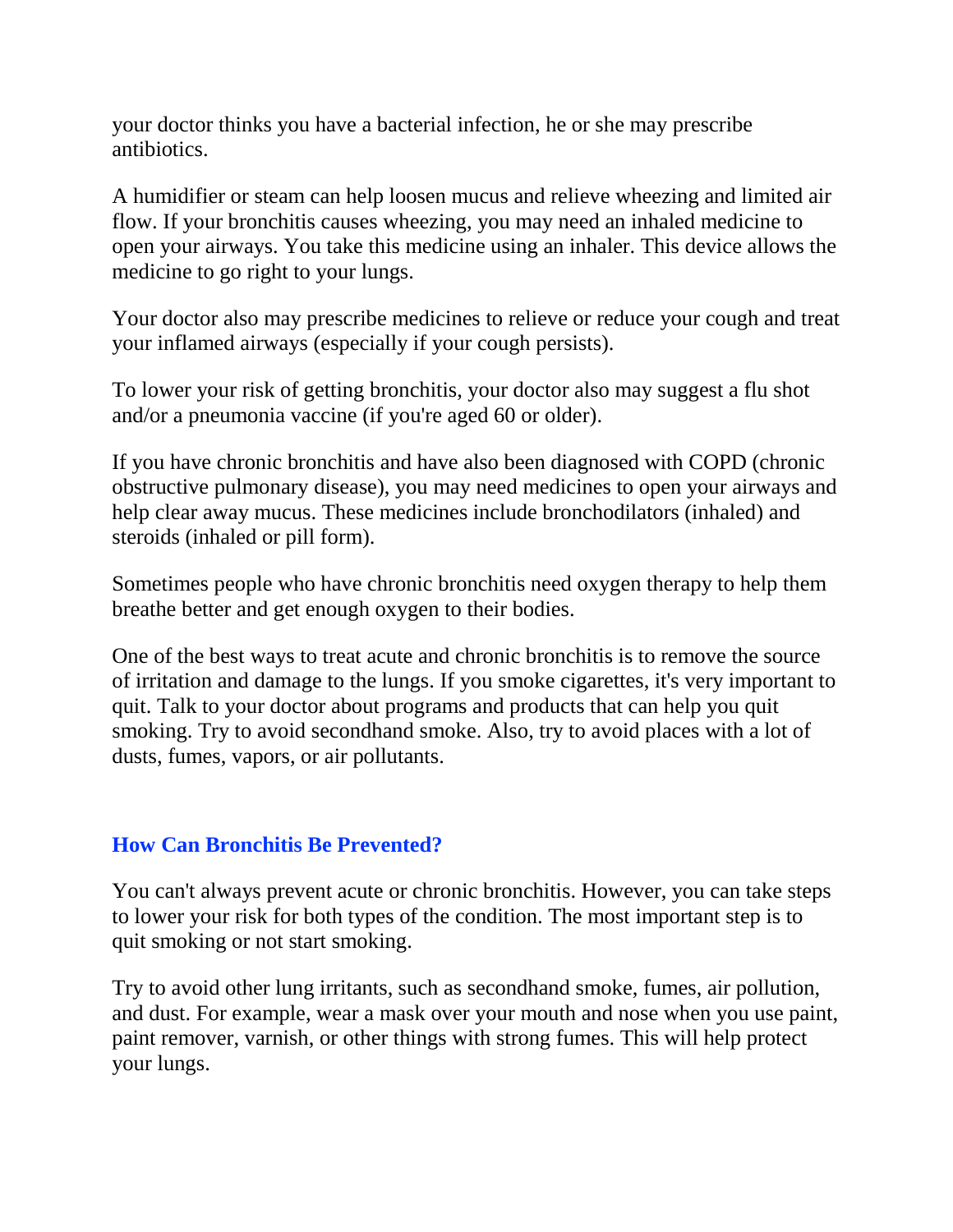your doctor thinks you have a bacterial infection, he or she may prescribe antibiotics.

A humidifier or steam can help loosen mucus and relieve wheezing and limited air flow. If your bronchitis causes wheezing, you may need an inhaled medicine to open your airways. You take this medicine using an inhaler. This device allows the medicine to go right to your lungs.

Your doctor also may prescribe medicines to relieve or reduce your cough and treat your inflamed airways (especially if your cough persists).

To lower your risk of getting bronchitis, your doctor also may suggest a flu shot and/or a pneumonia vaccine (if you're aged 60 or older).

If you have chronic bronchitis and have also been diagnosed with COPD (chronic obstructive pulmonary disease), you may need medicines to open your airways and help clear away mucus. These medicines include bronchodilators (inhaled) and steroids (inhaled or pill form).

Sometimes people who have chronic bronchitis need oxygen therapy to help them breathe better and get enough oxygen to their bodies.

One of the best ways to treat acute and chronic bronchitis is to remove the source of irritation and damage to the lungs. If you smoke cigarettes, it's very important to quit. Talk to your doctor about programs and products that can help you quit smoking. Try to avoid secondhand smoke. Also, try to avoid places with a lot of dusts, fumes, vapors, or air pollutants.

## How Can Bronchitis Be Prevented?

You can't always prevent acute or chronic bronchitis. However, you can take steps to lower your risk for both types of the condition. The most important step is to quit smoking or not start smoking.

Try to avoid other lung irritants, such as secondhand smoke, fumes, air pollution, and dust. For example, wear a mask over your mouth and nose when you use paint, paint remover, varnish, or other things with strong fumes. This will help protect your lungs.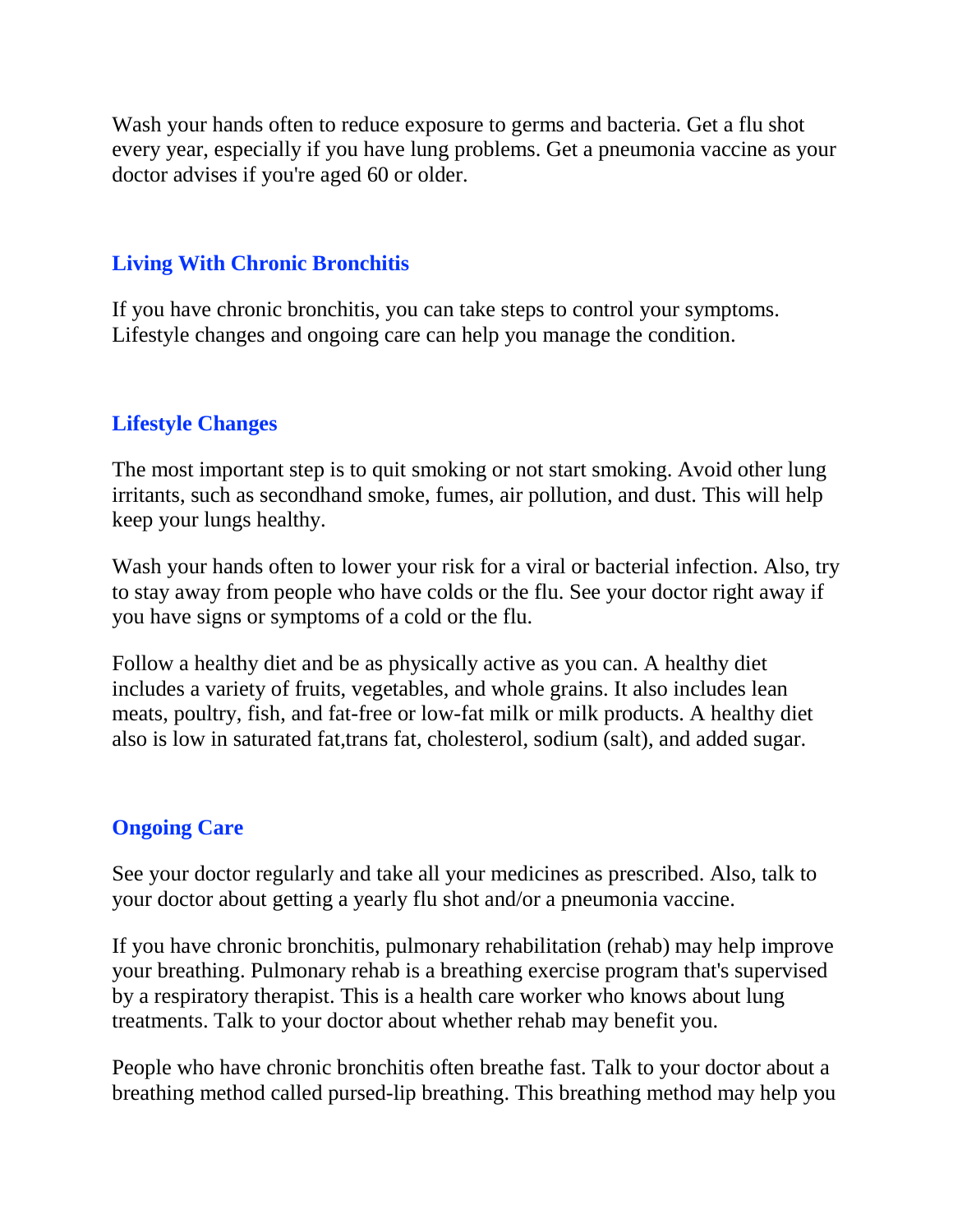Wash your hands often to reduce exposure to germs and bacteria. Get a flu shot every year, especially if you have lung problems. Get a pneumonia vaccine as your doctor advises if you're aged 60 or older.

## Living With Chronic Bronchitis

If you have chronic bronchitis, you can take steps to control your symptoms. Lifestyle changes and ongoing care can help you manage the condition.

## Lifestyle Changes

The most important step is to quit smoking or not start smoking. Avoid other lung irritants, such as secondhand smoke, fumes, air pollution, and dust. This will help keep your lungs healthy.

Wash your hands often to lower your risk for a viral or bacterial infection. Also, try to stay away from people who have colds or the flu. See your doctor right away if you have signs or symptoms of a cold or the flu.

Follow a healthy diet and be as physically active as you can. A healthy diet includes a variety of fruits, vegetables, and whole grains. It also includes lean meats, poultry, fish, and fat-free or low-fat milk or milk products. A healthy diet also is low in saturated fat,trans fat, cholesterol, sodium (salt), and added sugar.

## Ongoing Care

See your doctor regularly and take all your medicines as prescribed. Also, talk to your doctor about getting a yearly flu shot and/or a pneumonia vaccine.

If you have chronic bronchitis, pulmonary rehabilitation (rehab) may help improve your breathing. Pulmonary rehab is a breathing exercise program that's supervised by a respiratory therapist. This is a health care worker who knows about lung treatments. Talk to your doctor about whether rehab may benefit you.

People who have chronic bronchitis often breathe fast. Talk to your doctor about a breathing method called pursed-lip breathing. This breathing method may help you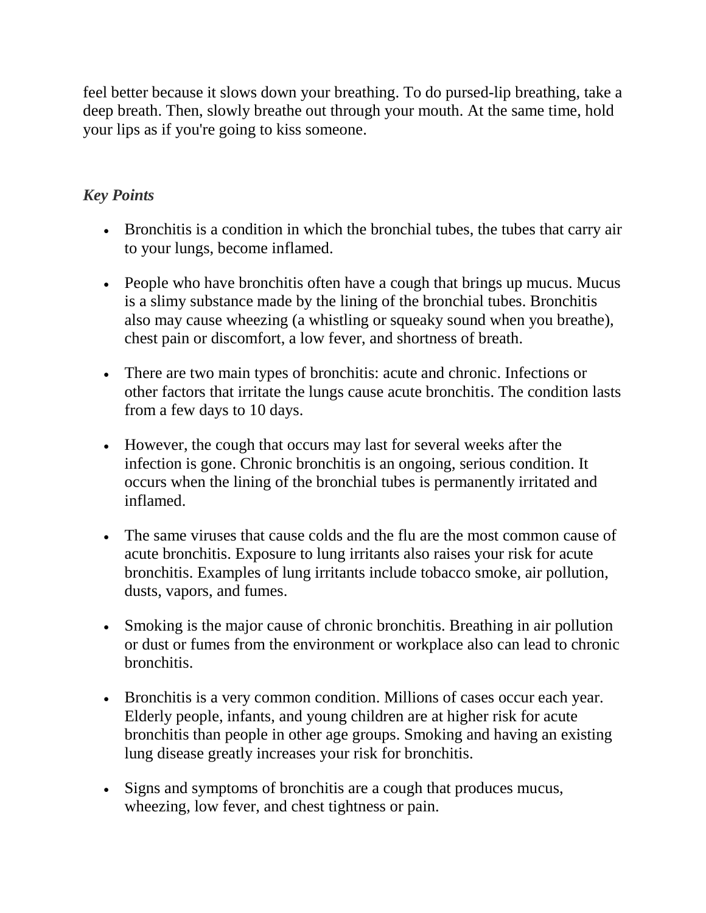feel better because it slows down your breathing. To do pursed-lip breathing, take a deep breath. Then, slowly breathe out through your mouth. At the same time, hold your lips as if you're going to kiss someone.

***Key Points***

- Bronchitis is a condition in which the bronchial tubes, the tubes that carry air to your lungs, become inflamed.
- People who have bronchitis often have a cough that brings up mucus. Mucus is a slimy substance made by the lining of the bronchial tubes. Bronchitis also may cause wheezing (a whistling or squeaky sound when you breathe), chest pain or discomfort, a low fever, and shortness of breath.
- There are two main types of bronchitis: acute and chronic. Infections or other factors that irritate the lungs cause acute bronchitis. The condition lasts from a few days to 10 days.
- However, the cough that occurs may last for several weeks after the infection is gone. Chronic bronchitis is an ongoing, serious condition. It occurs when the lining of the bronchial tubes is permanently irritated and inflamed.
- The same viruses that cause colds and the flu are the most common cause of acute bronchitis. Exposure to lung irritants also raises your risk for acute bronchitis. Examples of lung irritants include tobacco smoke, air pollution, dusts, vapors, and fumes.
- Smoking is the major cause of chronic bronchitis. Breathing in air pollution or dust or fumes from the environment or workplace also can lead to chronic bronchitis.
- Bronchitis is a very common condition. Millions of cases occur each year. Elderly people, infants, and young children are at higher risk for acute bronchitis than people in other age groups. Smoking and having an existing lung disease greatly increases your risk for bronchitis.
- Signs and symptoms of bronchitis are a cough that produces mucus, wheezing, low fever, and chest tightness or pain.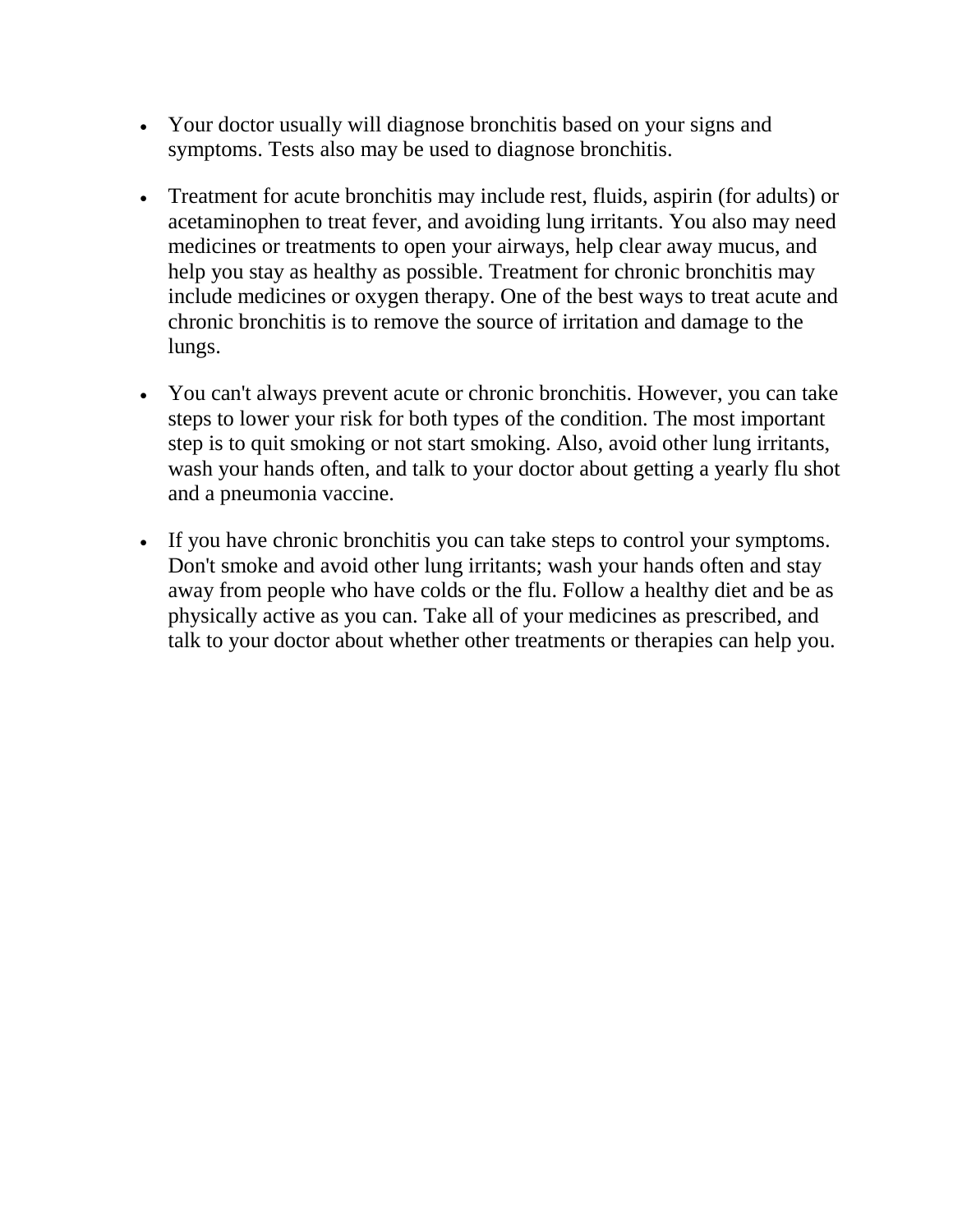- Your doctor usually will diagnose bronchitis based on your signs and symptoms. Tests also may be used to diagnose bronchitis.

- Treatment for acute bronchitis may include rest, fluids, aspirin (for adults) or acetaminophen to treat fever, and avoiding lung irritants. You also may need medicines or treatments to open your airways, help clear away mucus, and help you stay as healthy as possible. Treatment for chronic bronchitis may include medicines or oxygen therapy. One of the best ways to treat acute and chronic bronchitis is to remove the source of irritation and damage to the lungs.

- You can't always prevent acute or chronic bronchitis. However, you can take steps to lower your risk for both types of the condition. The most important step is to quit smoking or not start smoking. Also, avoid other lung irritants, wash your hands often, and talk to your doctor about getting a yearly flu shot and a pneumonia vaccine.

- If you have chronic bronchitis you can take steps to control your symptoms. Don't smoke and avoid other lung irritants; wash your hands often and stay away from people who have colds or the flu. Follow a healthy diet and be as physically active as you can. Take all of your medicines as prescribed, and talk to your doctor about whether other treatments or therapies can help you.